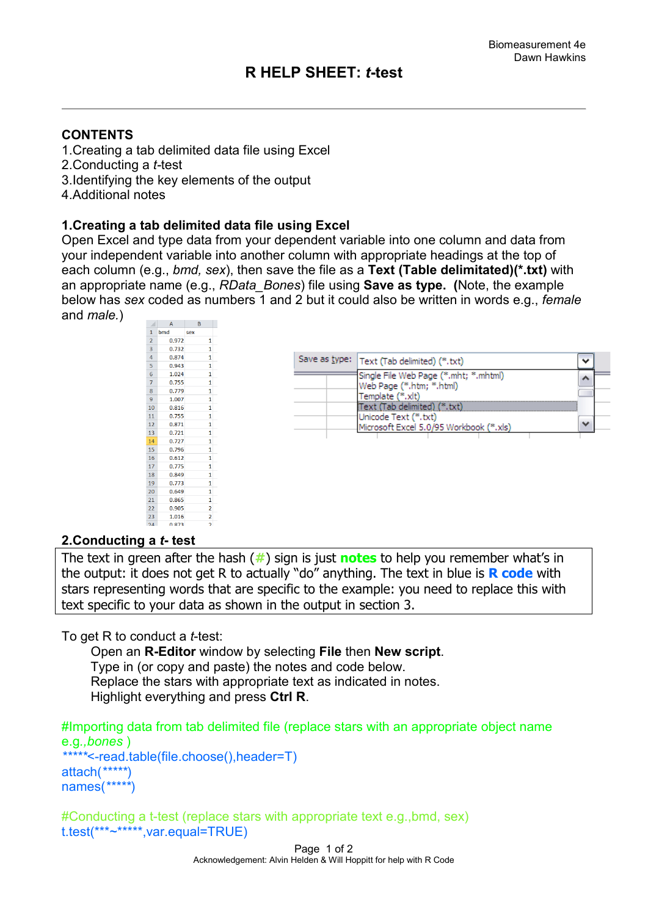# R HELP SHEET: *t*-test

## CONTENTS

1.Creating a tab delimited data file using Excel
2.Conducting a *t*-test
3.Identifying the key elements of the output
4.Additional notes

## 1.Creating a tab delimited data file using Excel

Open Excel and type data from your dependent variable into one column and data from your independent variable into another column with appropriate headings at the top of each column (e.g., *bmd, sex*), then save the file as a **Text (Table delimitated)(*.txt)** with an appropriate name (e.g., *RData_Bones*) file using **Save as type.** (Note, the example below has *sex* coded as numbers 1 and 2 but it could also be written in words e.g., *female* and *male.*)

| | A | B |
|---|---|---|
| 1 | bmd | sex |
| 2 | 0.972 | 1 |
| 3 | 0.732 | 1 |
| 4 | 0.874 | 1 |
| 5 | 0.943 | 1 |
| 6 | 1.024 | 1 |
| 7 | 0.755 | 1 |
| 8 | 0.779 | 1 |
| 9 | 1.007 | 1 |
| 10 | 0.816 | 1 |
| 11 | 0.755 | 1 |
| 12 | 0.871 | 1 |
| 13 | 0.721 | 1 |
| 14 | 0.727 | 1 |
| 15 | 0.796 | 1 |
| 16 | 0.612 | 1 |
| 17 | 0.775 | 1 |
| 18 | 0.849 | 1 |
| 19 | 0.773 | 1 |
| 20 | 0.649 | 1 |
| 21 | 0.865 | 1 |
| 22 | 0.905 | 2 |
| 23 | 1.016 | 2 |
| 24 | 0.873 | 2 |

Save as type: Text (Tab delimited) (*.txt)
- Single File Web Page (*.mht; *.mhtml)
- Web Page (*.htm; *.html)
- Template (*.xlt)
- Text (Tab delimited) (*.txt)
- Unicode Text (*.txt)
- Microsoft Excel 5.0/95 Workbook (*.xls)

## 2.Conducting a *t*- test

The text in green after the hash (#) sign is just **notes** to help you remember what's in the output: it does not get R to actually "do" anything. The text in blue is **R code** with stars representing words that are specific to the example: you need to replace this with text specific to your data as shown in the output in section 3.

To get R to conduct a *t*-test:

- Open an **R-Editor** window by selecting **File** then **New script**.
- Type in (or copy and paste) the notes and code below.
- Replace the stars with appropriate text as indicated in notes.
- Highlight everything and press **Ctrl R**.

```
#Importing data from tab delimited file (replace stars with an appropriate object name e.g.,bones )
*****<-read.table(file.choose(),header=T)
attach(*****)
names(*****)

#Conducting a t-test (replace stars with appropriate text e.g.,bmd, sex)
t.test(***~*****,var.equal=TRUE)
```

Acknowledgement: Alvin Helden & Will Hoppitt for help with R Code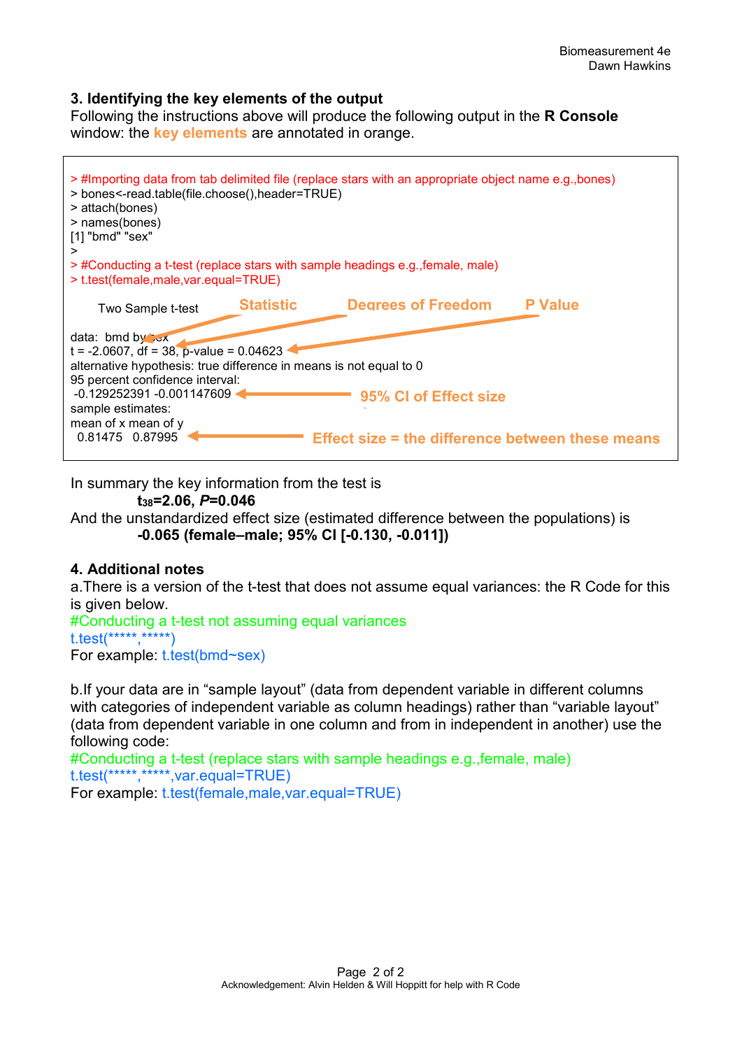### 3. Identifying the key elements of the output

Following the instructions above will produce the following output in the **R Console** window: the **key elements** are annotated in orange.

```
> #Importing data from tab delimited file (replace stars with an appropriate object name e.g.,bones)
> bones<-read.table(file.choose(),header=TRUE)
> attach(bones)
> names(bones)
[1] "bmd" "sex"
>
> #Conducting a t-test (replace stars with sample headings e.g.,female, male)
> t.test(female,male,var.equal=TRUE)

        Two Sample t-test

data:  bmd by sex
t = -2.0607, df = 38, p-value = 0.04623
alternative hypothesis: true difference in means is not equal to 0
95 percent confidence interval:
 -0.129252391 -0.001147609
sample estimates:
mean of x mean of y
  0.81475   0.87995
```

Statistic

Degrees of Freedom

P Value

95% CI of Effect size

Effect size = the difference between these means

In summary the key information from the test is

**$t_{38}$=2.06, *P*=0.046**

And the unstandardized effect size (estimated difference between the populations) is

**-0.065 (female–male; 95% CI [-0.130, -0.011])**

### 4. Additional notes

a. There is a version of the t-test that does not assume equal variances: the R Code for this is given below.

```
#Conducting a t-test not assuming equal variances
t.test(*****,*****)
```

For example: `t.test(bmd~sex)`

b. If your data are in "sample layout" (data from dependent variable in different columns with categories of independent variable as column headings) rather than "variable layout" (data from dependent variable in one column and from in independent in another) use the following code:

```
#Conducting a t-test (replace stars with sample headings e.g.,female, male)
t.test(*****,*****,var.equal=TRUE)
```

For example: `t.test(female,male,var.equal=TRUE)`

Acknowledgement: Alvin Helden & Will Hoppitt for help with R Code